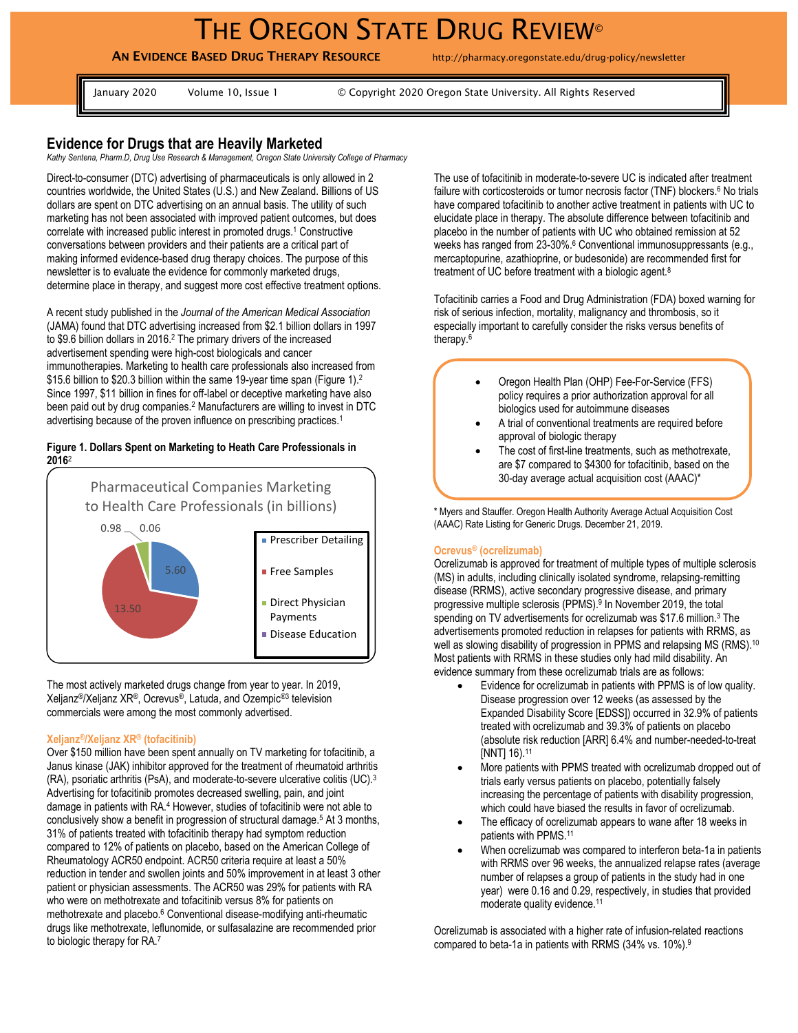# THE OREGON STATE DRUG REVIEW©

**AN EVIDENCE BASED DRUG THERAPY RESOURCE** http://pharmacy.oregonstate.edu/drug-policy/newsletter

January 2020 Volume 10, Issue 1 © Copyright 2020 Oregon State University. All Rights Reserved

## Evidence for Drugs that are Heavily Marketed

*Kathy Sentena, Pharm.D, Drug Use Research & Management, Oregon State University College of Pharmacy*

Direct-to-consumer (DTC) advertising of pharmaceuticals is only allowed in 2 countries worldwide, the United States (U.S.) and New Zealand. Billions of US dollars are spent on DTC advertising on an annual basis. The utility of such marketing has not been associated with improved patient outcomes, but does correlate with increased public interest in promoted drugs.[1] Constructive conversations between providers and their patients are a critical part of making informed evidence-based drug therapy choices. The purpose of this newsletter is to evaluate the evidence for commonly marketed drugs, determine place in therapy, and suggest more cost effective treatment options.

A recent study published in the *Journal of the American Medical Association* (JAMA) found that DTC advertising increased from $2.1 billion dollars in 1997 to $9.6 billion dollars in 2016.[2] The primary drivers of the increased advertisement spending were high-cost biologicals and cancer immunotherapies. Marketing to health care professionals also increased from $15.6 billion to $20.3 billion within the same 19-year time span (Figure 1).[2] Since 1997, $11 billion in fines for off-label or deceptive marketing have also been paid out by drug companies.[2] Manufacturers are willing to invest in DTC advertising because of the proven influence on prescribing practices.[1]

**Figure 1. Dollars Spent on Marketing to Heath Care Professionals in 2016**[2]

Pharmaceutical Companies Marketing to Health Care Professionals (in billions)

| Category | Amount (billions) |
|---|---|
| Prescriber Detailing | 5.60 |
| Free Samples | 13.50 |
| Direct Physician Payments | 0.98 |
| Disease Education | 0.06 |

The most actively marketed drugs change from year to year. In 2019, Xeljanz®/Xeljanz XR®, Ocrevus®, Latuda, and Ozempic®[3] television commercials were among the most commonly advertised.

### Xeljanz®/Xeljanz XR® (tofacitinib)

Over $150 million have been spent annually on TV marketing for tofacitinib, a Janus kinase (JAK) inhibitor approved for the treatment of rheumatoid arthritis (RA), psoriatic arthritis (PsA), and moderate-to-severe ulcerative colitis (UC).[3] Advertising for tofacitinib promotes decreased swelling, pain, and joint damage in patients with RA.[4] However, studies of tofacitinib were not able to conclusively show a benefit in progression of structural damage.[5] At 3 months, 31% of patients treated with tofacitinib therapy had symptom reduction compared to 12% of patients on placebo, based on the American College of Rheumatology ACR50 endpoint. ACR50 criteria require at least a 50% reduction in tender and swollen joints and 50% improvement in at least 3 other patient or physician assessments. The ACR50 was 29% for patients with RA who were on methotrexate and tofacitinib versus 8% for patients on methotrexate and placebo.[6] Conventional disease-modifying anti-rheumatic drugs like methotrexate, leflunomide, or sulfasalazine are recommended prior to biologic therapy for RA.[7]

The use of tofacitinib in moderate-to-severe UC is indicated after treatment failure with corticosteroids or tumor necrosis factor (TNF) blockers.[6] No trials have compared tofacitinib to another active treatment in patients with UC to elucidate place in therapy. The absolute difference between tofacitinib and placebo in the number of patients with UC who obtained remission at 52 weeks has ranged from 23-30%.[6] Conventional immunosuppressants (e.g., mercaptopurine, azathioprine, or budesonide) are recommended first for treatment of UC before treatment with a biologic agent.[8]

Tofacitinib carries a Food and Drug Administration (FDA) boxed warning for risk of serious infection, mortality, malignancy and thrombosis, so it especially important to carefully consider the risks versus benefits of therapy.[6]

- Oregon Health Plan (OHP) Fee-For-Service (FFS) policy requires a prior authorization approval for all biologics used for autoimmune diseases
- A trial of conventional treatments are required before approval of biologic therapy
- The cost of first-line treatments, such as methotrexate, are $7 compared to $4300 for tofacitinib, based on the 30-day average actual acquisition cost (AAAC)*

\* Myers and Stauffer. Oregon Health Authority Average Actual Acquisition Cost (AAAC) Rate Listing for Generic Drugs. December 21, 2019.

### Ocrevus® (ocrelizumab)

Ocrelizumab is approved for treatment of multiple types of multiple sclerosis (MS) in adults, including clinically isolated syndrome, relapsing-remitting disease (RRMS), active secondary progressive disease, and primary progressive multiple sclerosis (PPMS).[9] In November 2019, the total spending on TV advertisements for ocrelizumab was $17.6 million.[3] The advertisements promoted reduction in relapses for patients with RRMS, as well as slowing disability of progression in PPMS and relapsing MS (RMS).[10] Most patients with RRMS in these studies only had mild disability. An evidence summary from these ocrelizumab trials are as follows:

- Evidence for ocrelizumab in patients with PPMS is of low quality. Disease progression over 12 weeks (as assessed by the Expanded Disability Score [EDSS]) occurred in 32.9% of patients treated with ocrelizumab and 39.3% of patients on placebo (absolute risk reduction [ARR] 6.4% and number-needed-to-treat [NNT] 16).[11]
- More patients with PPMS treated with ocrelizumab dropped out of trials early versus patients on placebo, potentially falsely increasing the percentage of patients with disability progression, which could have biased the results in favor of ocrelizumab.
- The efficacy of ocrelizumab appears to wane after 18 weeks in patients with PPMS.[11]
- When ocrelizumab was compared to interferon beta-1a in patients with RRMS over 96 weeks, the annualized relapse rates (average number of relapses a group of patients in the study had in one year) were 0.16 and 0.29, respectively, in studies that provided moderate quality evidence.[11]

Ocrelizumab is associated with a higher rate of infusion-related reactions compared to beta-1a in patients with RRMS (34% vs. 10%).[9]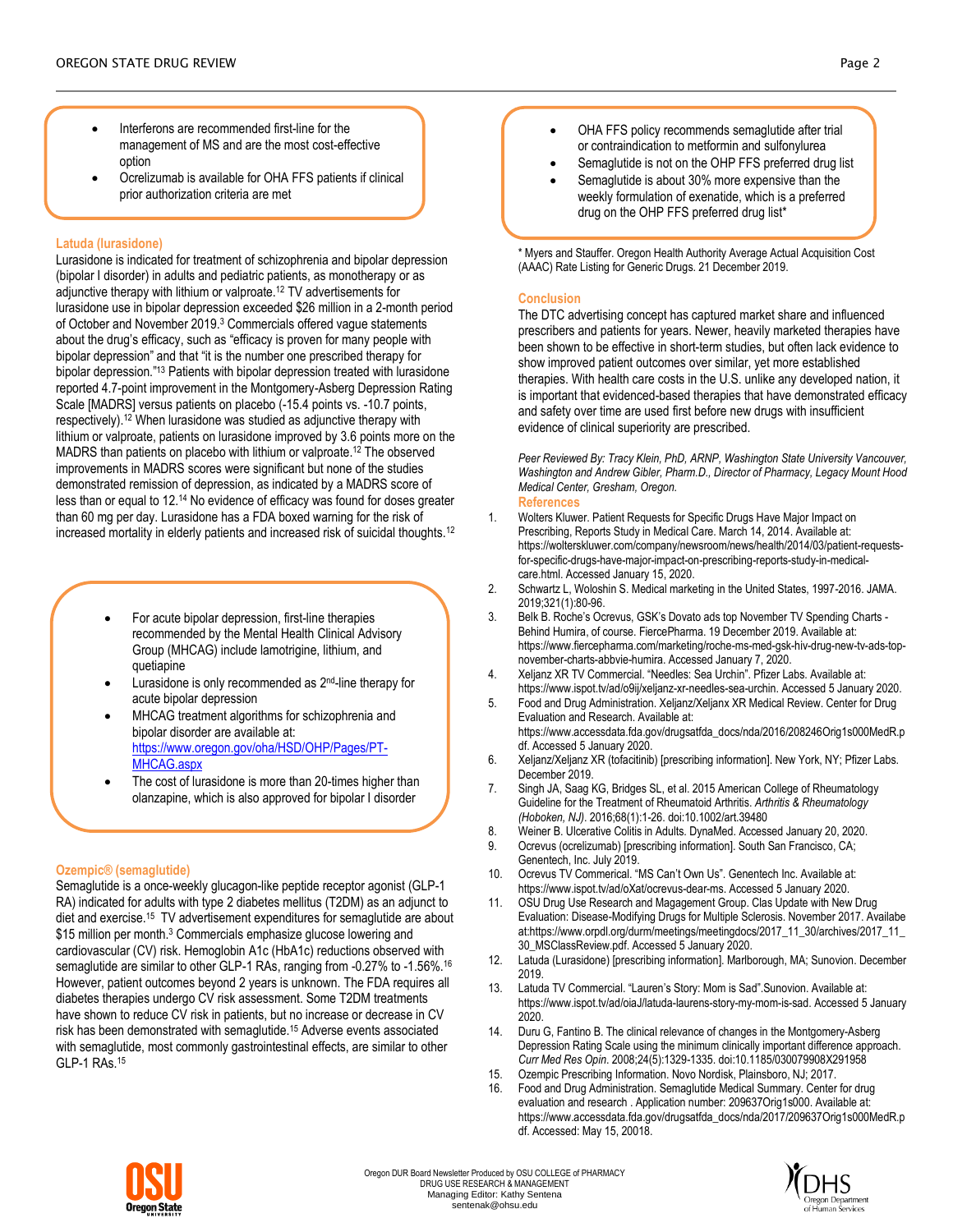- Interferons are recommended first-line for the management of MS and are the most cost-effective option
- Ocrelizumab is available for OHA FFS patients if clinical prior authorization criteria are met

### Latuda (lurasidone)

Lurasidone is indicated for treatment of schizophrenia and bipolar depression (bipolar I disorder) in adults and pediatric patients, as monotherapy or as adjunctive therapy with lithium or valproate.[12] TV advertisements for lurasidone use in bipolar depression exceeded $26 million in a 2-month period of October and November 2019.[3] Commercials offered vague statements about the drug's efficacy, such as "efficacy is proven for many people with bipolar depression" and that "it is the number one prescribed therapy for bipolar depression."[13] Patients with bipolar depression treated with lurasidone reported 4.7-point improvement in the Montgomery-Asberg Depression Rating Scale [MADRS] versus patients on placebo (-15.4 points vs. -10.7 points, respectively).[12] When lurasidone was studied as adjunctive therapy with lithium or valproate, patients on lurasidone improved by 3.6 points more on the MADRS than patients on placebo with lithium or valproate.[12] The observed improvements in MADRS scores were significant but none of the studies demonstrated remission of depression, as indicated by a MADRS score of less than or equal to 12.[14] No evidence of efficacy was found for doses greater than 60 mg per day. Lurasidone has a FDA boxed warning for the risk of increased mortality in elderly patients and increased risk of suicidal thoughts.[12]

- For acute bipolar depression, first-line therapies recommended by the Mental Health Clinical Advisory Group (MHCAG) include lamotrigine, lithium, and quetiapine
- Lurasidone is only recommended as 2nd-line therapy for acute bipolar depression
- MHCAG treatment algorithms for schizophrenia and bipolar disorder are available at: https://www.oregon.gov/oha/HSD/OHP/Pages/PT-MHCAG.aspx
- The cost of lurasidone is more than 20-times higher than olanzapine, which is also approved for bipolar I disorder

### Ozempic® (semaglutide)

Semaglutide is a once-weekly glucagon-like peptide receptor agonist (GLP-1 RA) indicated for adults with type 2 diabetes mellitus (T2DM) as an adjunct to diet and exercise.[15] TV advertisement expenditures for semaglutide are about $15 million per month.[3] Commercials emphasize glucose lowering and cardiovascular (CV) risk. Hemoglobin A1c (HbA1c) reductions observed with semaglutide are similar to other GLP-1 RAs, ranging from -0.27% to -1.56%.[16] However, patient outcomes beyond 2 years is unknown. The FDA requires all diabetes therapies undergo CV risk assessment. Some T2DM treatments have shown to reduce CV risk in patients, but no increase or decrease in CV risk has been demonstrated with semaglutide.[15] Adverse events associated with semaglutide, most commonly gastrointestinal effects, are similar to other GLP-1 RAs.[15]

- OHA FFS policy recommends semaglutide after trial or contraindication to metformin and sulfonylurea
- Semaglutide is not on the OHP FFS preferred drug list
- Semaglutide is about 30% more expensive than the weekly formulation of exenatide, which is a preferred drug on the OHP FFS preferred drug list*

\* Myers and Stauffer. Oregon Health Authority Average Actual Acquisition Cost (AAAC) Rate Listing for Generic Drugs. 21 December 2019.

### Conclusion

The DTC advertising concept has captured market share and influenced prescribers and patients for years. Newer, heavily marketed therapies have been shown to be effective in short-term studies, but often lack evidence to show improved patient outcomes over similar, yet more established therapies. With health care costs in the U.S. unlike any developed nation, it is important that evidenced-based therapies that have demonstrated efficacy and safety over time are used first before new drugs with insufficient evidence of clinical superiority are prescribed.

*Peer Reviewed By: Tracy Klein, PhD, ARNP, Washington State University Vancouver, Washington and Andrew Gibler, Pharm.D., Director of Pharmacy, Legacy Mount Hood Medical Center, Gresham, Oregon.*

### References

1. Wolters Kluwer. Patient Requests for Specific Drugs Have Major Impact on Prescribing, Reports Study in Medical Care. March 14, 2014. Available at: https://wolterskluwer.com/company/newsroom/news/health/2014/03/patient-requests-for-specific-drugs-have-major-impact-on-prescribing-reports-study-in-medical-care.html. Accessed January 15, 2020.
2. Schwartz L, Woloshin S. Medical marketing in the United States, 1997-2016. JAMA. 2019;321(1):80-96.
3. Belk B. Roche's Ocrevus, GSK's Dovato ads top November TV Spending Charts - Behind Humira, of course. FiercePharma. 19 December 2019. Available at: https://www.fiercepharma.com/marketing/roche-ms-med-gsk-hiv-drug-new-tv-ads-top-november-charts-abbvie-humira. Accessed January 7, 2020.
4. Xeljanz XR TV Commercial. "Needles: Sea Urchin". Pfizer Labs. Available at: https://www.ispot.tv/ad/o9ij/xeljanz-xr-needles-sea-urchin. Accessed 5 January 2020.
5. Food and Drug Administration. Xeljanz/Xeljanx XR Medical Review. Center for Drug Evaluation and Research. Available at: https://www.accessdata.fda.gov/drugsatfda_docs/nda/2016/208246Orig1s000MedR.pdf. Accessed 5 January 2020.
6. Xeljanz/Xeljanz XR (tofacitinib) [prescribing information]. New York, NY; Pfizer Labs. December 2019.
7. Singh JA, Saag KG, Bridges SL, et al. 2015 American College of Rheumatology Guideline for the Treatment of Rheumatoid Arthritis. *Arthritis & Rheumatology (Hoboken, NJ)*. 2016;68(1):1-26. doi:10.1002/art.39480
8. Weiner B. Ulcerative Colitis in Adults. DynaMed. Accessed January 20, 2020.
9. Ocrevus (ocrelizumab) [prescribing information]. South San Francisco, CA; Genentech, Inc. July 2019.
10. Ocrevus TV Commerical. "MS Can't Own Us". Genentech Inc. Available at: https://www.ispot.tv/ad/oXat/ocrevus-dear-ms. Accessed 5 January 2020.
11. OSU Drug Use Research and Management Group. Clas Update with New Drug Evaluation: Disease-Modifying Drugs for Multiple Sclerosis. November 2017. Availabe at:https://www.orpdl.org/durm/meetings/meetingdocs/2017_11_30/archives/2017_11_30_MSClassReview.pdf. Accessed 5 January 2020.
12. Latuda (Lurasidone) [prescribing information]. Marlborough, MA; Sunovion. December 2019.
13. Latuda TV Commercial. "Lauren's Story: Mom is Sad".Sunovion. Available at: https://www.ispot.tv/ad/oiaJ/latuda-laurens-story-my-mom-is-sad. Accessed 5 January 2020.
14. Duru G, Fantino B. The clinical relevance of changes in the Montgomery-Asberg Depression Rating Scale using the minimum clinically important difference approach. *Curr Med Res Opin*. 2008;24(5):1329-1335. doi:10.1185/030079908X291958
15. Ozempic Prescribing Information. Novo Nordisk, Plainsboro, NJ; 2017.
16. Food and Drug Administration. Semaglutide Medical Summary. Center for drug evaluation and research . Application number: 209637Orig1s000. Available at: https://www.accessdata.fda.gov/drugsatfda_docs/nda/2017/209637Orig1s000MedR.pdf. Accessed: May 15, 20018.

Oregon DUR Board Newsletter Produced by OSU COLLEGE of PHARMACY
DRUG USE RESEARCH & MANAGEMENT
Managing Editor: Kathy Sentena
sentenak@ohsu.edu